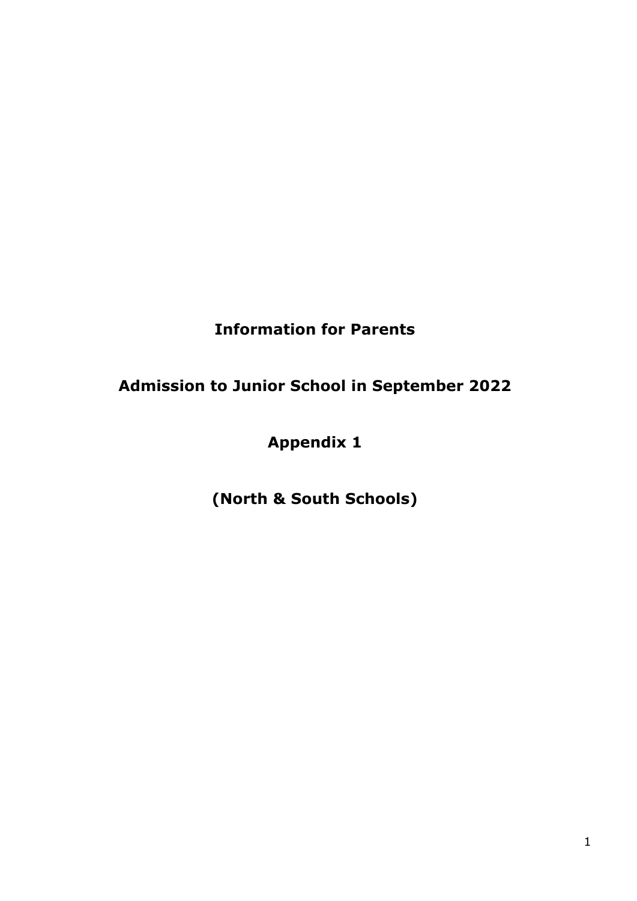# Information for Parents

# Admission to Junior School in September 2022

# Appendix 1

# (North & South Schools)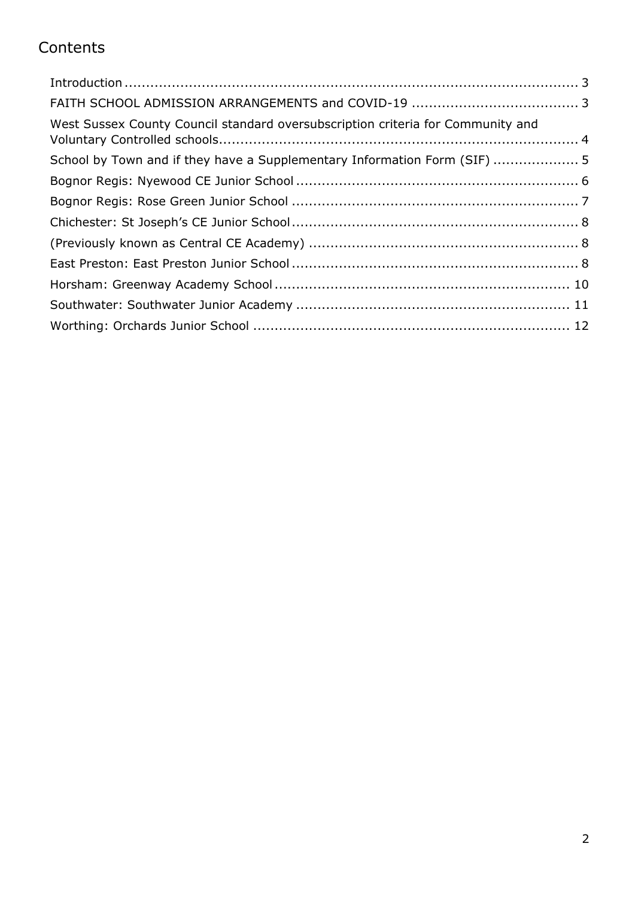# Contents

Introduction ........................................................................................................ 3

FAITH SCHOOL ADMISSION ARRANGEMENTS and COVID-19 ...................................... 3

West Sussex County Council standard oversubscription criteria for Community and Voluntary Controlled schools.................................................................................... 4

School by Town and if they have a Supplementary Information Form (SIF) .................... 5

Bognor Regis: Nyewood CE Junior School ................................................................. 6

Bognor Regis: Rose Green Junior School .................................................................. 7

Chichester: St Joseph's CE Junior School.................................................................. 8

(Previously known as Central CE Academy) .............................................................. 8

East Preston: East Preston Junior School .................................................................. 8

Horsham: Greenway Academy School .................................................................... 10

Southwater: Southwater Junior Academy ................................................................ 11

Worthing: Orchards Junior School .......................................................................... 12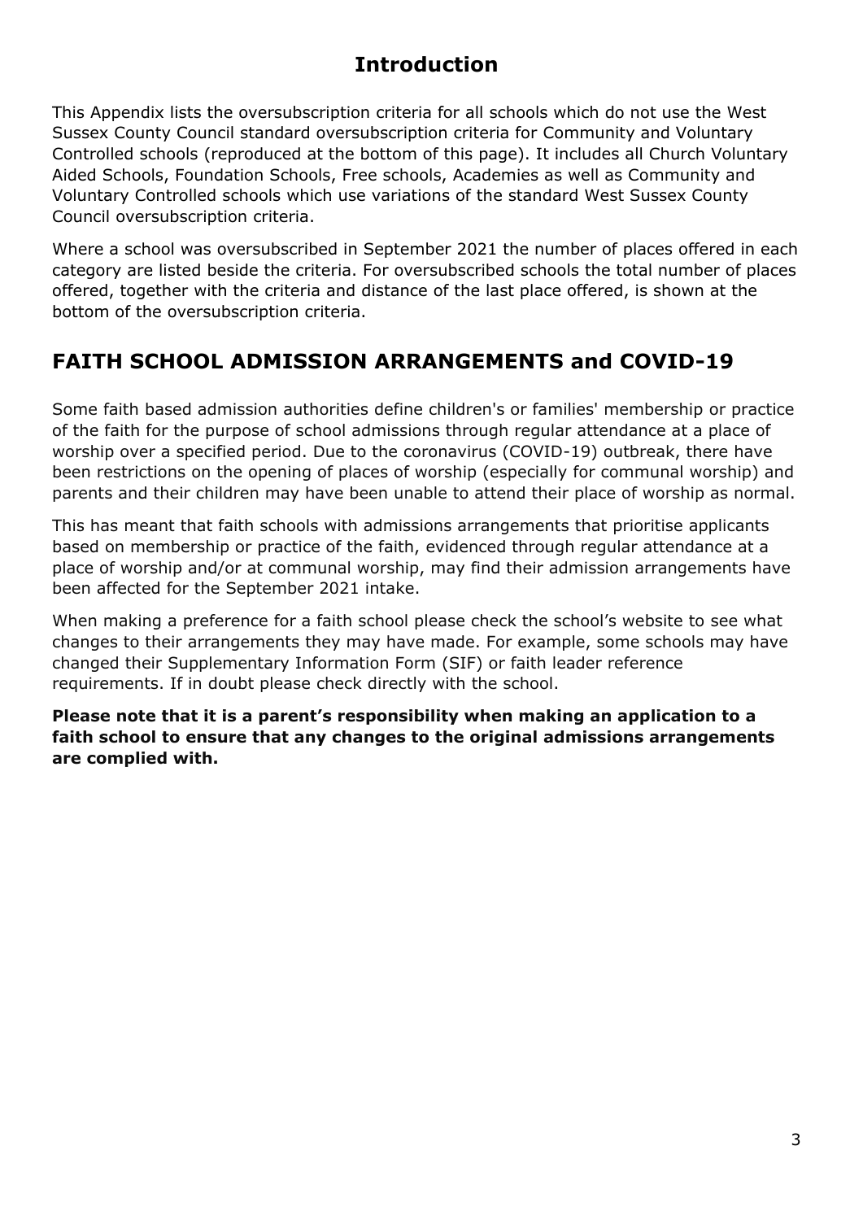## Introduction

This Appendix lists the oversubscription criteria for all schools which do not use the West Sussex County Council standard oversubscription criteria for Community and Voluntary Controlled schools (reproduced at the bottom of this page). It includes all Church Voluntary Aided Schools, Foundation Schools, Free schools, Academies as well as Community and Voluntary Controlled schools which use variations of the standard West Sussex County Council oversubscription criteria.

Where a school was oversubscribed in September 2021 the number of places offered in each category are listed beside the criteria. For oversubscribed schools the total number of places offered, together with the criteria and distance of the last place offered, is shown at the bottom of the oversubscription criteria.

## FAITH SCHOOL ADMISSION ARRANGEMENTS and COVID-19

Some faith based admission authorities define children's or families' membership or practice of the faith for the purpose of school admissions through regular attendance at a place of worship over a specified period. Due to the coronavirus (COVID-19) outbreak, there have been restrictions on the opening of places of worship (especially for communal worship) and parents and their children may have been unable to attend their place of worship as normal.

This has meant that faith schools with admissions arrangements that prioritise applicants based on membership or practice of the faith, evidenced through regular attendance at a place of worship and/or at communal worship, may find their admission arrangements have been affected for the September 2021 intake.

When making a preference for a faith school please check the school's website to see what changes to their arrangements they may have made. For example, some schools may have changed their Supplementary Information Form (SIF) or faith leader reference requirements. If in doubt please check directly with the school.

**Please note that it is a parent's responsibility when making an application to a faith school to ensure that any changes to the original admissions arrangements are complied with.**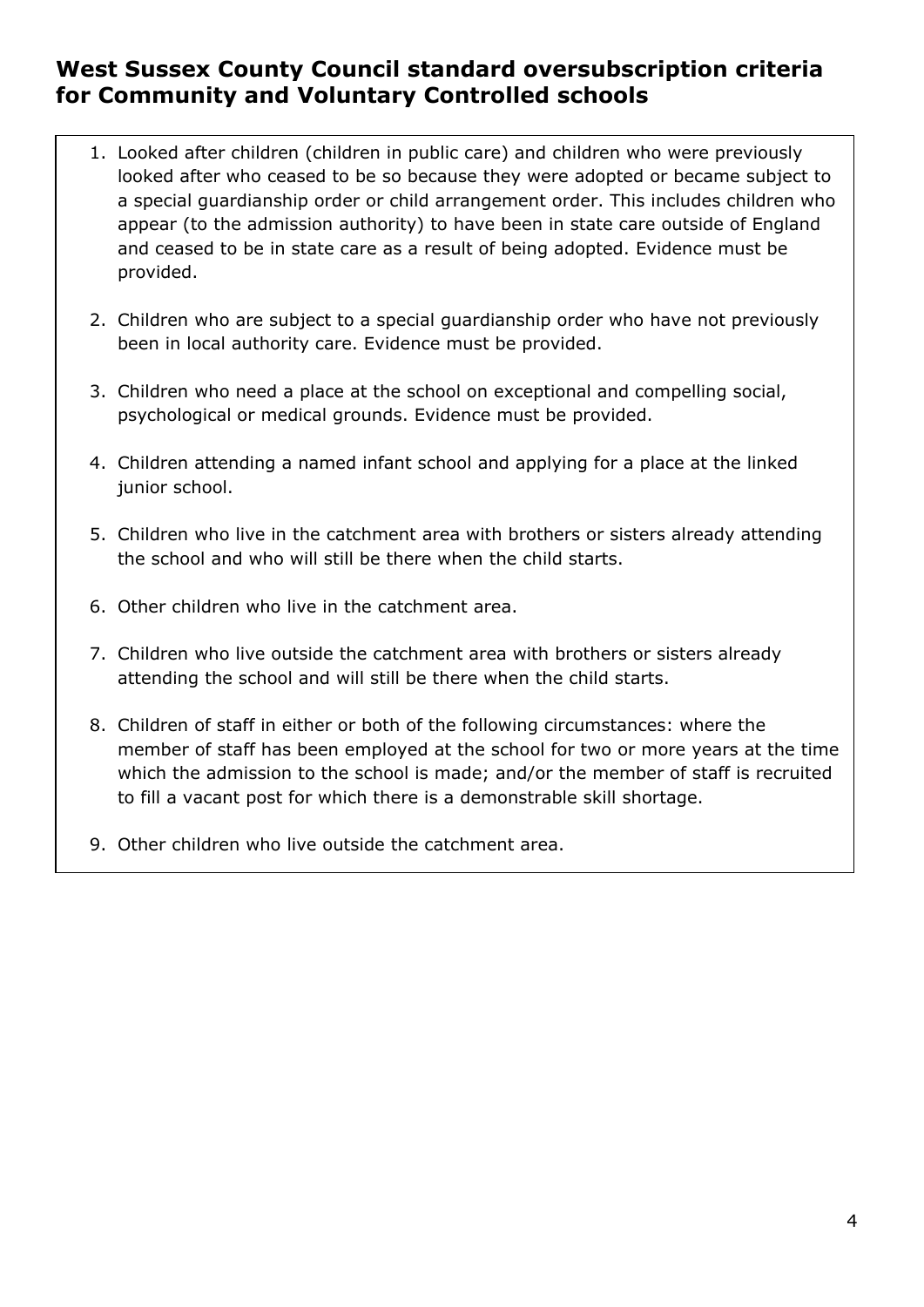## West Sussex County Council standard oversubscription criteria for Community and Voluntary Controlled schools

1. Looked after children (children in public care) and children who were previously looked after who ceased to be so because they were adopted or became subject to a special guardianship order or child arrangement order. This includes children who appear (to the admission authority) to have been in state care outside of England and ceased to be in state care as a result of being adopted. Evidence must be provided.

2. Children who are subject to a special guardianship order who have not previously been in local authority care. Evidence must be provided.

3. Children who need a place at the school on exceptional and compelling social, psychological or medical grounds. Evidence must be provided.

4. Children attending a named infant school and applying for a place at the linked junior school.

5. Children who live in the catchment area with brothers or sisters already attending the school and who will still be there when the child starts.

6. Other children who live in the catchment area.

7. Children who live outside the catchment area with brothers or sisters already attending the school and will still be there when the child starts.

8. Children of staff in either or both of the following circumstances: where the member of staff has been employed at the school for two or more years at the time which the admission to the school is made; and/or the member of staff is recruited to fill a vacant post for which there is a demonstrable skill shortage.

9. Other children who live outside the catchment area.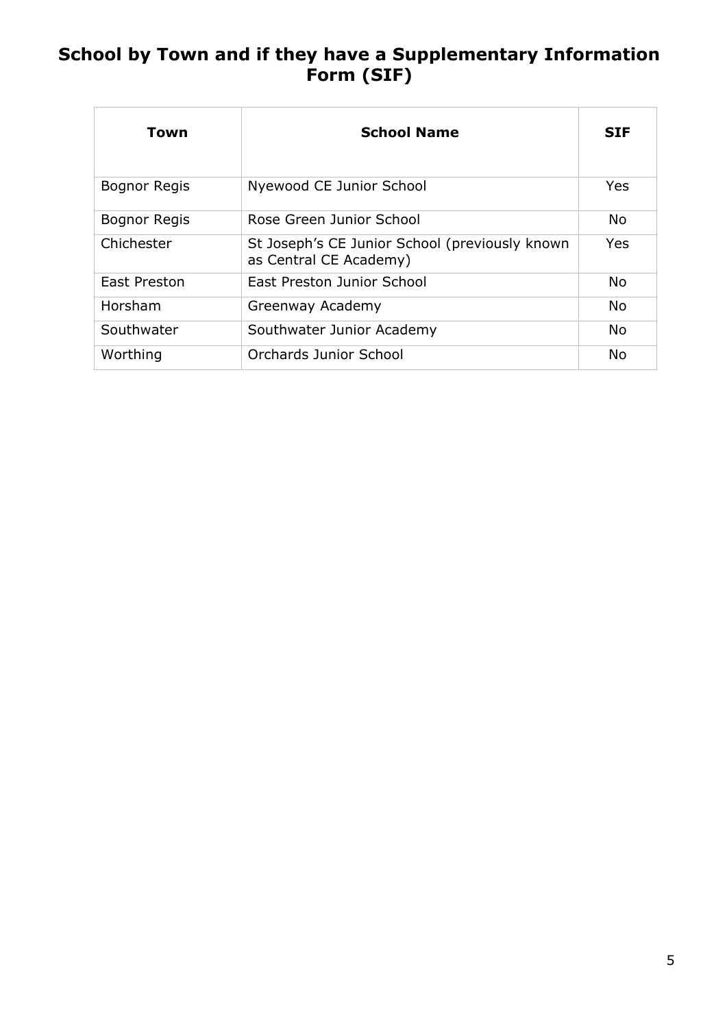## School by Town and if they have a Supplementary Information Form (SIF)

| Town | School Name | SIF |
|---|---|---|
| Bognor Regis | Nyewood CE Junior School | Yes |
| Bognor Regis | Rose Green Junior School | No |
| Chichester | St Joseph's CE Junior School (previously known as Central CE Academy) | Yes |
| East Preston | East Preston Junior School | No |
| Horsham | Greenway Academy | No |
| Southwater | Southwater Junior Academy | No |
| Worthing | Orchards Junior School | No |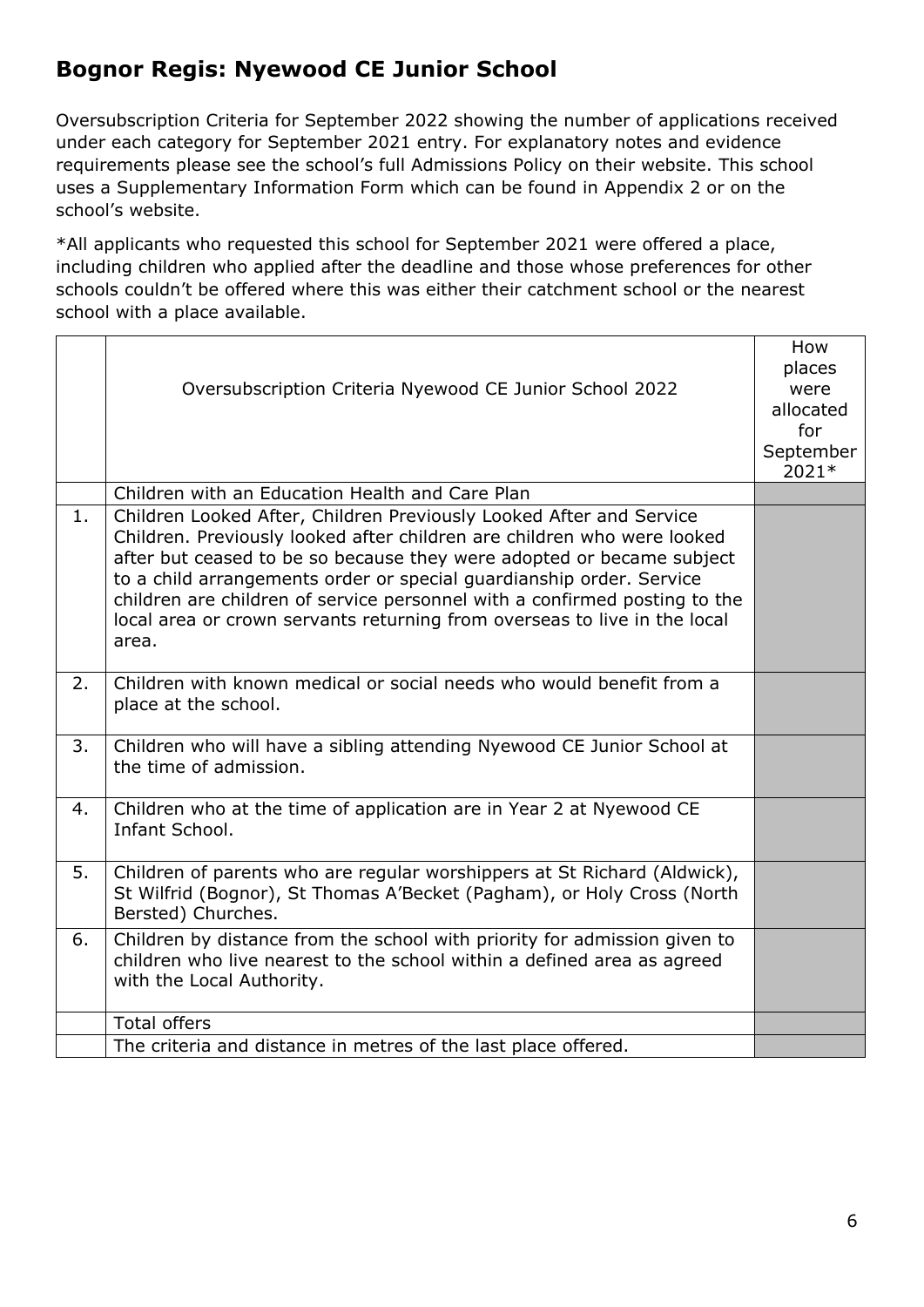## Bognor Regis: Nyewood CE Junior School

Oversubscription Criteria for September 2022 showing the number of applications received under each category for September 2021 entry. For explanatory notes and evidence requirements please see the school's full Admissions Policy on their website. This school uses a Supplementary Information Form which can be found in Appendix 2 or on the school's website.

*All applicants who requested this school for September 2021 were offered a place, including children who applied after the deadline and those whose preferences for other schools couldn't be offered where this was either their catchment school or the nearest school with a place available.

| | Oversubscription Criteria Nyewood CE Junior School 2022 | How places were allocated for September 2021* |
|---|---|---|
| | Children with an Education Health and Care Plan | |
| 1. | Children Looked After, Children Previously Looked After and Service Children. Previously looked after children are children who were looked after but ceased to be so because they were adopted or became subject to a child arrangements order or special guardianship order. Service children are children of service personnel with a confirmed posting to the local area or crown servants returning from overseas to live in the local area. | |
| 2. | Children with known medical or social needs who would benefit from a place at the school. | |
| 3. | Children who will have a sibling attending Nyewood CE Junior School at the time of admission. | |
| 4. | Children who at the time of application are in Year 2 at Nyewood CE Infant School. | |
| 5. | Children of parents who are regular worshippers at St Richard (Aldwick), St Wilfrid (Bognor), St Thomas A'Becket (Pagham), or Holy Cross (North Bersted) Churches. | |
| 6. | Children by distance from the school with priority for admission given to children who live nearest to the school within a defined area as agreed with the Local Authority. | |
| | Total offers | |
| | The criteria and distance in metres of the last place offered. | |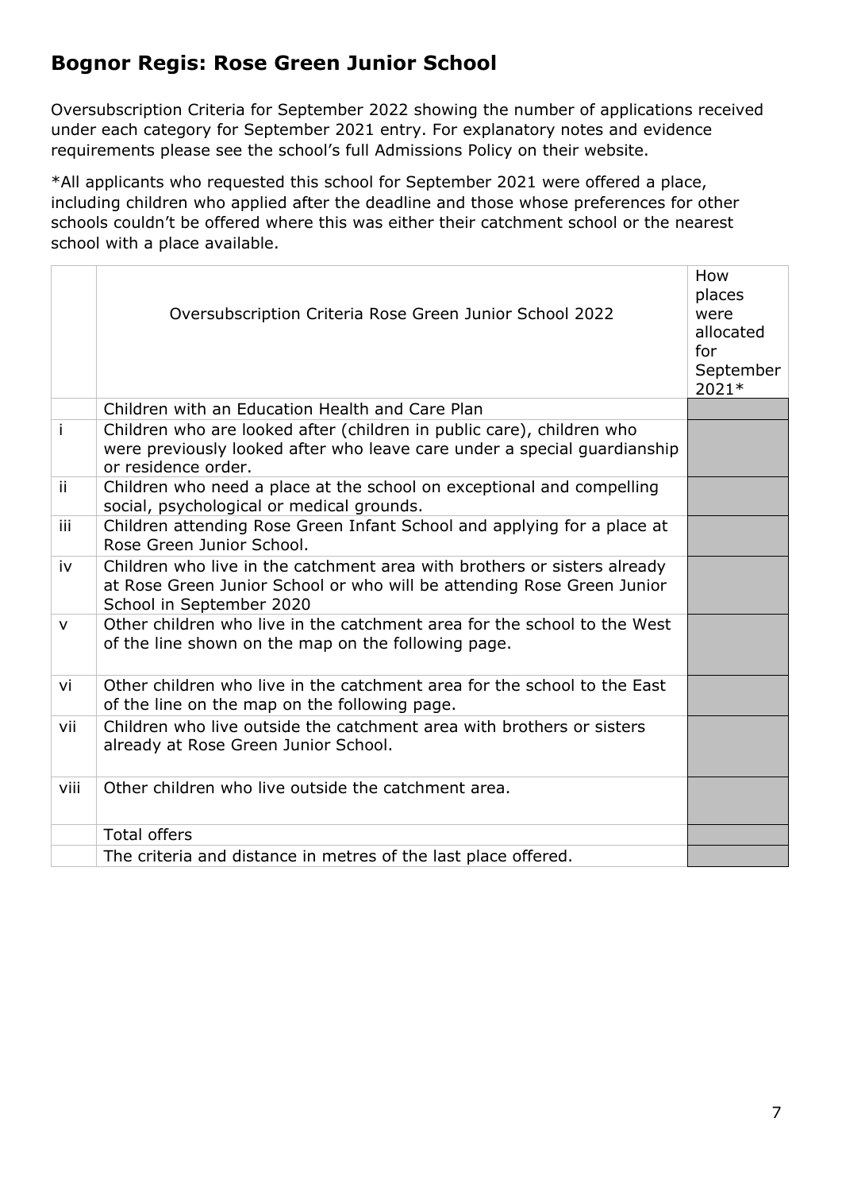## Bognor Regis: Rose Green Junior School

Oversubscription Criteria for September 2022 showing the number of applications received under each category for September 2021 entry. For explanatory notes and evidence requirements please see the school's full Admissions Policy on their website.

*All applicants who requested this school for September 2021 were offered a place, including children who applied after the deadline and those whose preferences for other schools couldn't be offered where this was either their catchment school or the nearest school with a place available.

| | Oversubscription Criteria Rose Green Junior School 2022 | How places were allocated for September 2021* |
|---|---|---|
| | Children with an Education Health and Care Plan | |
| i | Children who are looked after (children in public care), children who were previously looked after who leave care under a special guardianship or residence order. | |
| ii | Children who need a place at the school on exceptional and compelling social, psychological or medical grounds. | |
| iii | Children attending Rose Green Infant School and applying for a place at Rose Green Junior School. | |
| iv | Children who live in the catchment area with brothers or sisters already at Rose Green Junior School or who will be attending Rose Green Junior School in September 2020 | |
| v | Other children who live in the catchment area for the school to the West of the line shown on the map on the following page. | |
| vi | Other children who live in the catchment area for the school to the East of the line on the map on the following page. | |
| vii | Children who live outside the catchment area with brothers or sisters already at Rose Green Junior School. | |
| viii | Other children who live outside the catchment area. | |
| | Total offers | |
| | The criteria and distance in metres of the last place offered. | |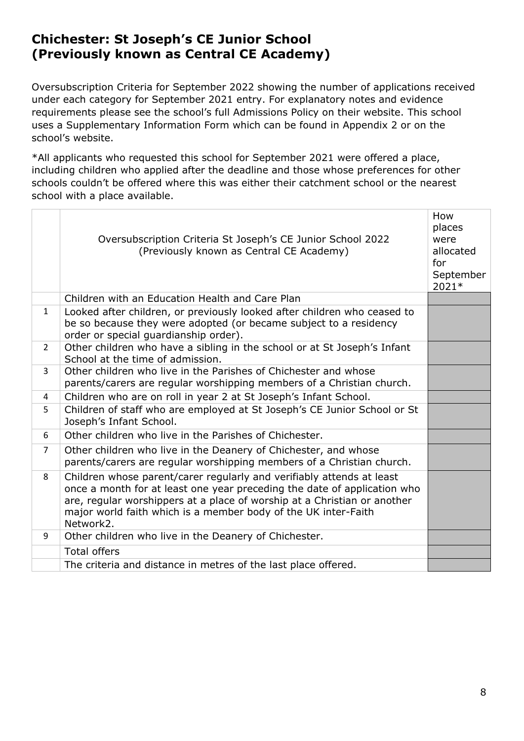## Chichester: St Joseph's CE Junior School (Previously known as Central CE Academy)

Oversubscription Criteria for September 2022 showing the number of applications received under each category for September 2021 entry. For explanatory notes and evidence requirements please see the school's full Admissions Policy on their website. This school uses a Supplementary Information Form which can be found in Appendix 2 or on the school's website.

*All applicants who requested this school for September 2021 were offered a place, including children who applied after the deadline and those whose preferences for other schools couldn't be offered where this was either their catchment school or the nearest school with a place available.

| | Oversubscription Criteria St Joseph's CE Junior School 2022 (Previously known as Central CE Academy) | How places were allocated for September 2021* |
|---|---|---|
| | Children with an Education Health and Care Plan | |
| 1 | Looked after children, or previously looked after children who ceased to be so because they were adopted (or became subject to a residency order or special guardianship order). | |
| 2 | Other children who have a sibling in the school or at St Joseph's Infant School at the time of admission. | |
| 3 | Other children who live in the Parishes of Chichester and whose parents/carers are regular worshipping members of a Christian church. | |
| 4 | Children who are on roll in year 2 at St Joseph's Infant School. | |
| 5 | Children of staff who are employed at St Joseph's CE Junior School or St Joseph's Infant School. | |
| 6 | Other children who live in the Parishes of Chichester. | |
| 7 | Other children who live in the Deanery of Chichester, and whose parents/carers are regular worshipping members of a Christian church. | |
| 8 | Children whose parent/carer regularly and verifiably attends at least once a month for at least one year preceding the date of application who are, regular worshippers at a place of worship at a Christian or another major world faith which is a member body of the UK inter-Faith Network2. | |
| 9 | Other children who live in the Deanery of Chichester. | |
| | Total offers | |
| | The criteria and distance in metres of the last place offered. | |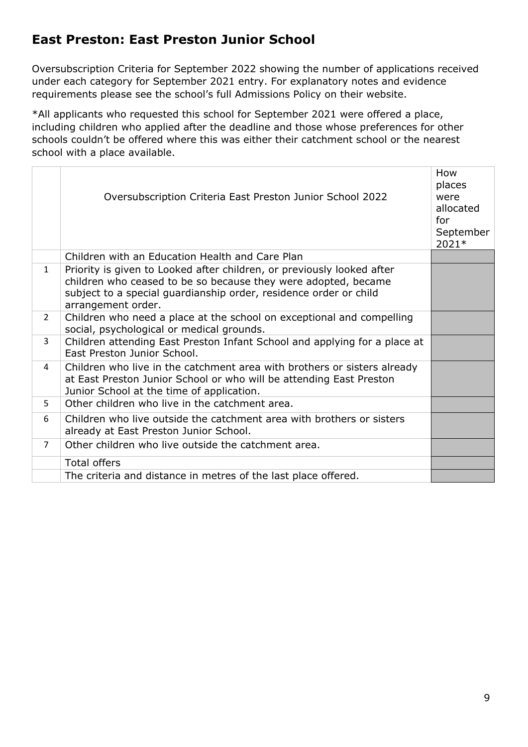## East Preston: East Preston Junior School

Oversubscription Criteria for September 2022 showing the number of applications received under each category for September 2021 entry. For explanatory notes and evidence requirements please see the school's full Admissions Policy on their website.

*All applicants who requested this school for September 2021 were offered a place, including children who applied after the deadline and those whose preferences for other schools couldn't be offered where this was either their catchment school or the nearest school with a place available.

| | Oversubscription Criteria East Preston Junior School 2022 | How places were allocated for September 2021* |
|---|---|---|
| | Children with an Education Health and Care Plan | |
| 1 | Priority is given to Looked after children, or previously looked after children who ceased to be so because they were adopted, became subject to a special guardianship order, residence order or child arrangement order. | |
| 2 | Children who need a place at the school on exceptional and compelling social, psychological or medical grounds. | |
| 3 | Children attending East Preston Infant School and applying for a place at East Preston Junior School. | |
| 4 | Children who live in the catchment area with brothers or sisters already at East Preston Junior School or who will be attending East Preston Junior School at the time of application. | |
| 5 | Other children who live in the catchment area. | |
| 6 | Children who live outside the catchment area with brothers or sisters already at East Preston Junior School. | |
| 7 | Other children who live outside the catchment area. | |
| | Total offers | |
| | The criteria and distance in metres of the last place offered. | |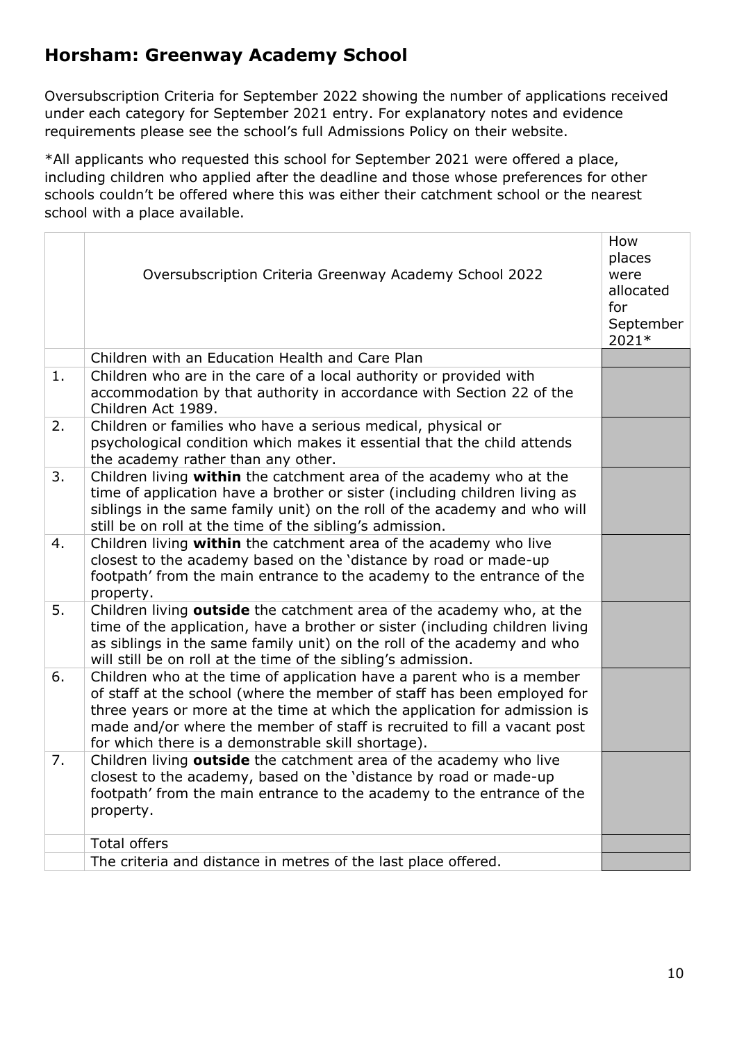## Horsham: Greenway Academy School

Oversubscription Criteria for September 2022 showing the number of applications received under each category for September 2021 entry. For explanatory notes and evidence requirements please see the school's full Admissions Policy on their website.

*All applicants who requested this school for September 2021 were offered a place, including children who applied after the deadline and those whose preferences for other schools couldn't be offered where this was either their catchment school or the nearest school with a place available.

| | Oversubscription Criteria Greenway Academy School 2022 | How places were allocated for September 2021* |
|---|---|---|
| | Children with an Education Health and Care Plan | |
| 1. | Children who are in the care of a local authority or provided with accommodation by that authority in accordance with Section 22 of the Children Act 1989. | |
| 2. | Children or families who have a serious medical, physical or psychological condition which makes it essential that the child attends the academy rather than any other. | |
| 3. | Children living **within** the catchment area of the academy who at the time of application have a brother or sister (including children living as siblings in the same family unit) on the roll of the academy and who will still be on roll at the time of the sibling's admission. | |
| 4. | Children living **within** the catchment area of the academy who live closest to the academy based on the 'distance by road or made-up footpath' from the main entrance to the academy to the entrance of the property. | |
| 5. | Children living **outside** the catchment area of the academy who, at the time of the application, have a brother or sister (including children living as siblings in the same family unit) on the roll of the academy and who will still be on roll at the time of the sibling's admission. | |
| 6. | Children who at the time of application have a parent who is a member of staff at the school (where the member of staff has been employed for three years or more at the time at which the application for admission is made and/or where the member of staff is recruited to fill a vacant post for which there is a demonstrable skill shortage). | |
| 7. | Children living **outside** the catchment area of the academy who live closest to the academy, based on the 'distance by road or made-up footpath' from the main entrance to the academy to the entrance of the property. | |
| | Total offers | |
| | The criteria and distance in metres of the last place offered. | |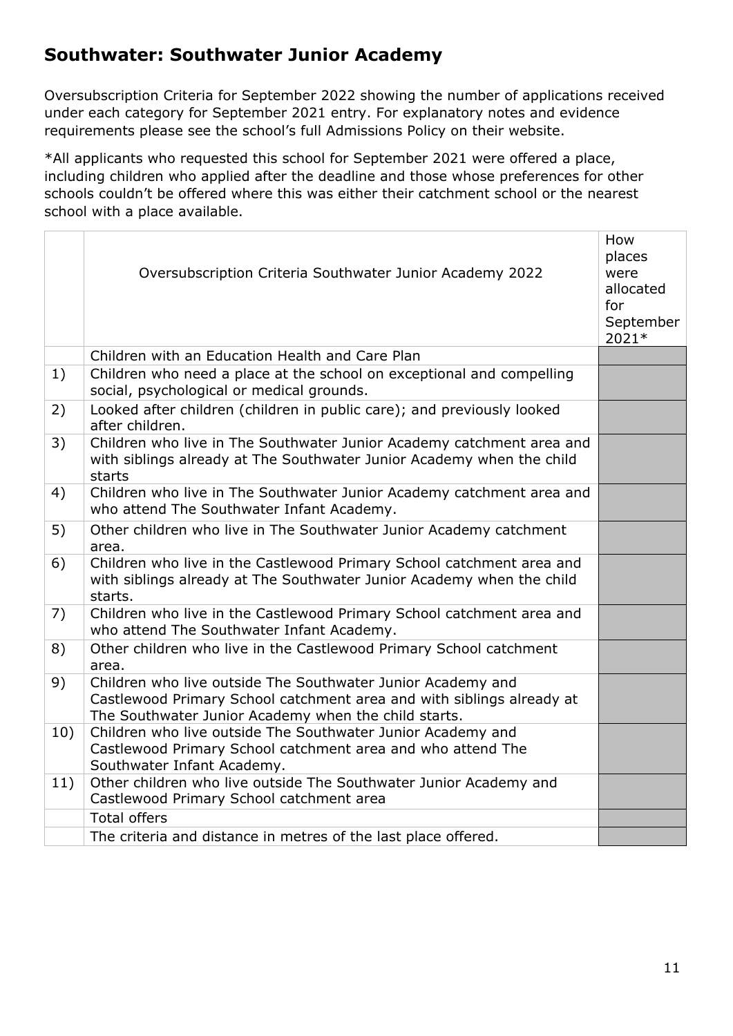## Southwater: Southwater Junior Academy

Oversubscription Criteria for September 2022 showing the number of applications received under each category for September 2021 entry. For explanatory notes and evidence requirements please see the school's full Admissions Policy on their website.

*All applicants who requested this school for September 2021 were offered a place, including children who applied after the deadline and those whose preferences for other schools couldn't be offered where this was either their catchment school or the nearest school with a place available.

| | Oversubscription Criteria Southwater Junior Academy 2022 | How places were allocated for September 2021* |
|---|---|---|
| | Children with an Education Health and Care Plan | |
| 1) | Children who need a place at the school on exceptional and compelling social, psychological or medical grounds. | |
| 2) | Looked after children (children in public care); and previously looked after children. | |
| 3) | Children who live in The Southwater Junior Academy catchment area and with siblings already at The Southwater Junior Academy when the child starts | |
| 4) | Children who live in The Southwater Junior Academy catchment area and who attend The Southwater Infant Academy. | |
| 5) | Other children who live in The Southwater Junior Academy catchment area. | |
| 6) | Children who live in the Castlewood Primary School catchment area and with siblings already at The Southwater Junior Academy when the child starts. | |
| 7) | Children who live in the Castlewood Primary School catchment area and who attend The Southwater Infant Academy. | |
| 8) | Other children who live in the Castlewood Primary School catchment area. | |
| 9) | Children who live outside The Southwater Junior Academy and Castlewood Primary School catchment area and with siblings already at The Southwater Junior Academy when the child starts. | |
| 10) | Children who live outside The Southwater Junior Academy and Castlewood Primary School catchment area and who attend The Southwater Infant Academy. | |
| 11) | Other children who live outside The Southwater Junior Academy and Castlewood Primary School catchment area | |
| | Total offers | |
| | The criteria and distance in metres of the last place offered. | |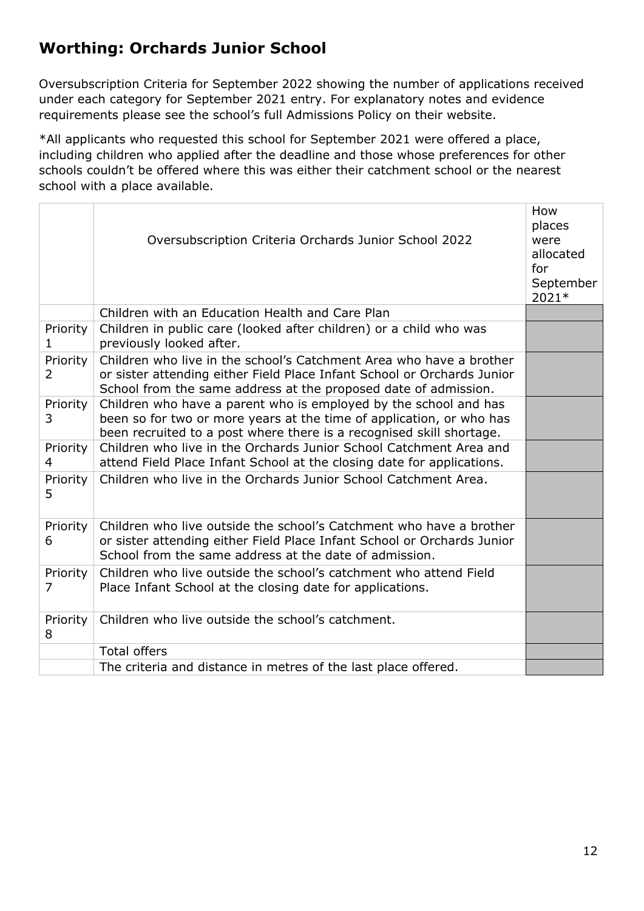## Worthing: Orchards Junior School

Oversubscription Criteria for September 2022 showing the number of applications received under each category for September 2021 entry. For explanatory notes and evidence requirements please see the school's full Admissions Policy on their website.

*All applicants who requested this school for September 2021 were offered a place, including children who applied after the deadline and those whose preferences for other schools couldn't be offered where this was either their catchment school or the nearest school with a place available.

| | Oversubscription Criteria Orchards Junior School 2022 | How places were allocated for September 2021* |
|---|---|---|
| | Children with an Education Health and Care Plan | |
| Priority 1 | Children in public care (looked after children) or a child who was previously looked after. | |
| Priority 2 | Children who live in the school's Catchment Area who have a brother or sister attending either Field Place Infant School or Orchards Junior School from the same address at the proposed date of admission. | |
| Priority 3 | Children who have a parent who is employed by the school and has been so for two or more years at the time of application, or who has been recruited to a post where there is a recognised skill shortage. | |
| Priority 4 | Children who live in the Orchards Junior School Catchment Area and attend Field Place Infant School at the closing date for applications. | |
| Priority 5 | Children who live in the Orchards Junior School Catchment Area. | |
| Priority 6 | Children who live outside the school's Catchment who have a brother or sister attending either Field Place Infant School or Orchards Junior School from the same address at the date of admission. | |
| Priority 7 | Children who live outside the school's catchment who attend Field Place Infant School at the closing date for applications. | |
| Priority 8 | Children who live outside the school's catchment. | |
| | Total offers | |
| | The criteria and distance in metres of the last place offered. | |